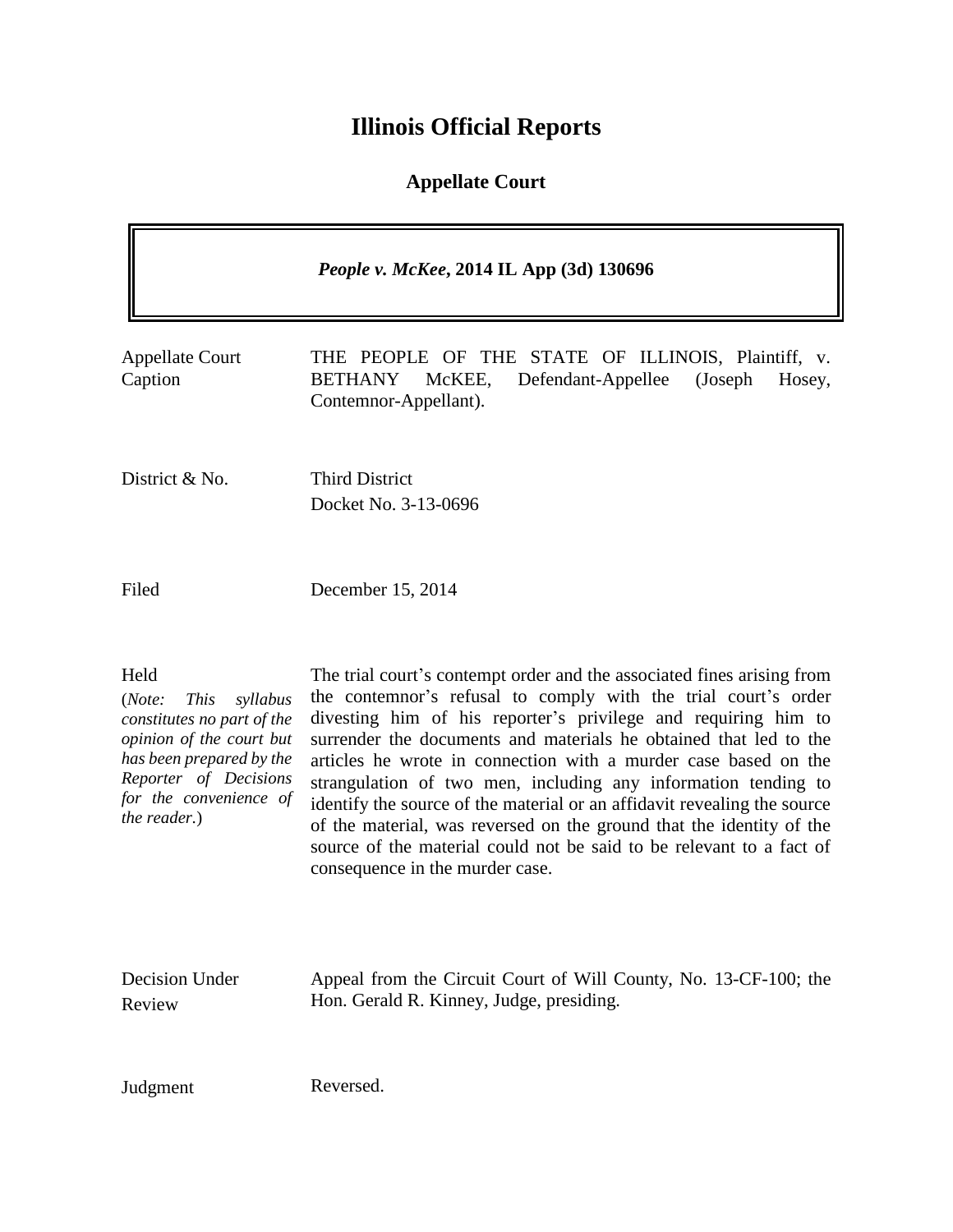# Illinois Official Reports

## Appellate Court

***People v. McKee*, 2014 IL App (3d) 130696**

| | |
|---|---|
| Appellate Court Caption | THE PEOPLE OF THE STATE OF ILLINOIS, Plaintiff, v. BETHANY McKEE, Defendant-Appellee (Joseph Hosey, Contemnor-Appellant). |
| District & No. | Third District<br>Docket No. 3-13-0696 |
| Filed | December 15, 2014 |
| Held<br>(*Note: This syllabus constitutes no part of the opinion of the court but has been prepared by the Reporter of Decisions for the convenience of the reader.*) | The trial court's contempt order and the associated fines arising from the contemnor's refusal to comply with the trial court's order divesting him of his reporter's privilege and requiring him to surrender the documents and materials he obtained that led to the articles he wrote in connection with a murder case based on the strangulation of two men, including any information tending to identify the source of the material or an affidavit revealing the source of the material, was reversed on the ground that the identity of the source of the material could not be said to be relevant to a fact of consequence in the murder case. |
| Decision Under Review | Appeal from the Circuit Court of Will County, No. 13-CF-100; the Hon. Gerald R. Kinney, Judge, presiding. |
| Judgment | Reversed. |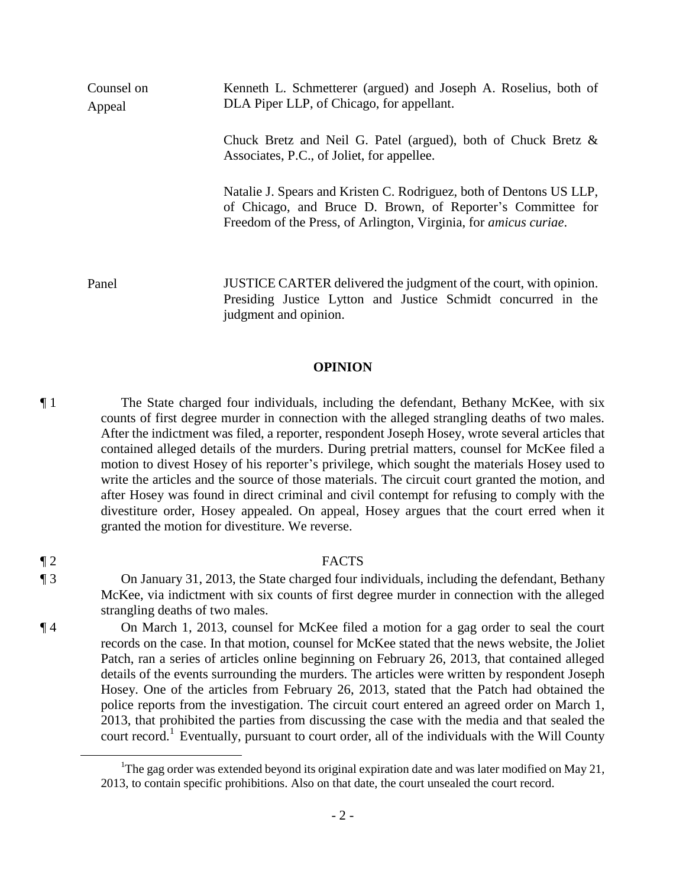| | |
|---|---|
| Counsel on Appeal | Kenneth L. Schmetterer (argued) and Joseph A. Roselius, both of DLA Piper LLP, of Chicago, for appellant. |
| | Chuck Bretz and Neil G. Patel (argued), both of Chuck Bretz & Associates, P.C., of Joliet, for appellee. |
| | Natalie J. Spears and Kristen C. Rodriguez, both of Dentons US LLP, of Chicago, and Bruce D. Brown, of Reporter's Committee for Freedom of the Press, of Arlington, Virginia, for *amicus curiae*. |
| Panel | JUSTICE CARTER delivered the judgment of the court, with opinion. Presiding Justice Lytton and Justice Schmidt concurred in the judgment and opinion. |

**OPINION**

¶ 1 The State charged four individuals, including the defendant, Bethany McKee, with six counts of first degree murder in connection with the alleged strangling deaths of two males. After the indictment was filed, a reporter, respondent Joseph Hosey, wrote several articles that contained alleged details of the murders. During pretrial matters, counsel for McKee filed a motion to divest Hosey of his reporter's privilege, which sought the materials Hosey used to write the articles and the source of those materials. The circuit court granted the motion, and after Hosey was found in direct criminal and civil contempt for refusing to comply with the divestiture order, Hosey appealed. On appeal, Hosey argues that the court erred when it granted the motion for divestiture. We reverse.

¶ 2 FACTS

¶ 3 On January 31, 2013, the State charged four individuals, including the defendant, Bethany McKee, via indictment with six counts of first degree murder in connection with the alleged strangling deaths of two males.

¶ 4 On March 1, 2013, counsel for McKee filed a motion for a gag order to seal the court records on the case. In that motion, counsel for McKee stated that the news website, the Joliet Patch, ran a series of articles online beginning on February 26, 2013, that contained alleged details of the events surrounding the murders. The articles were written by respondent Joseph Hosey. One of the articles from February 26, 2013, stated that the Patch had obtained the police reports from the investigation. The circuit court entered an agreed order on March 1, 2013, that prohibited the parties from discussing the case with the media and that sealed the court record.[1] Eventually, pursuant to court order, all of the individuals with the Will County

[1] The gag order was extended beyond its original expiration date and was later modified on May 21, 2013, to contain specific prohibitions. Also on that date, the court unsealed the court record.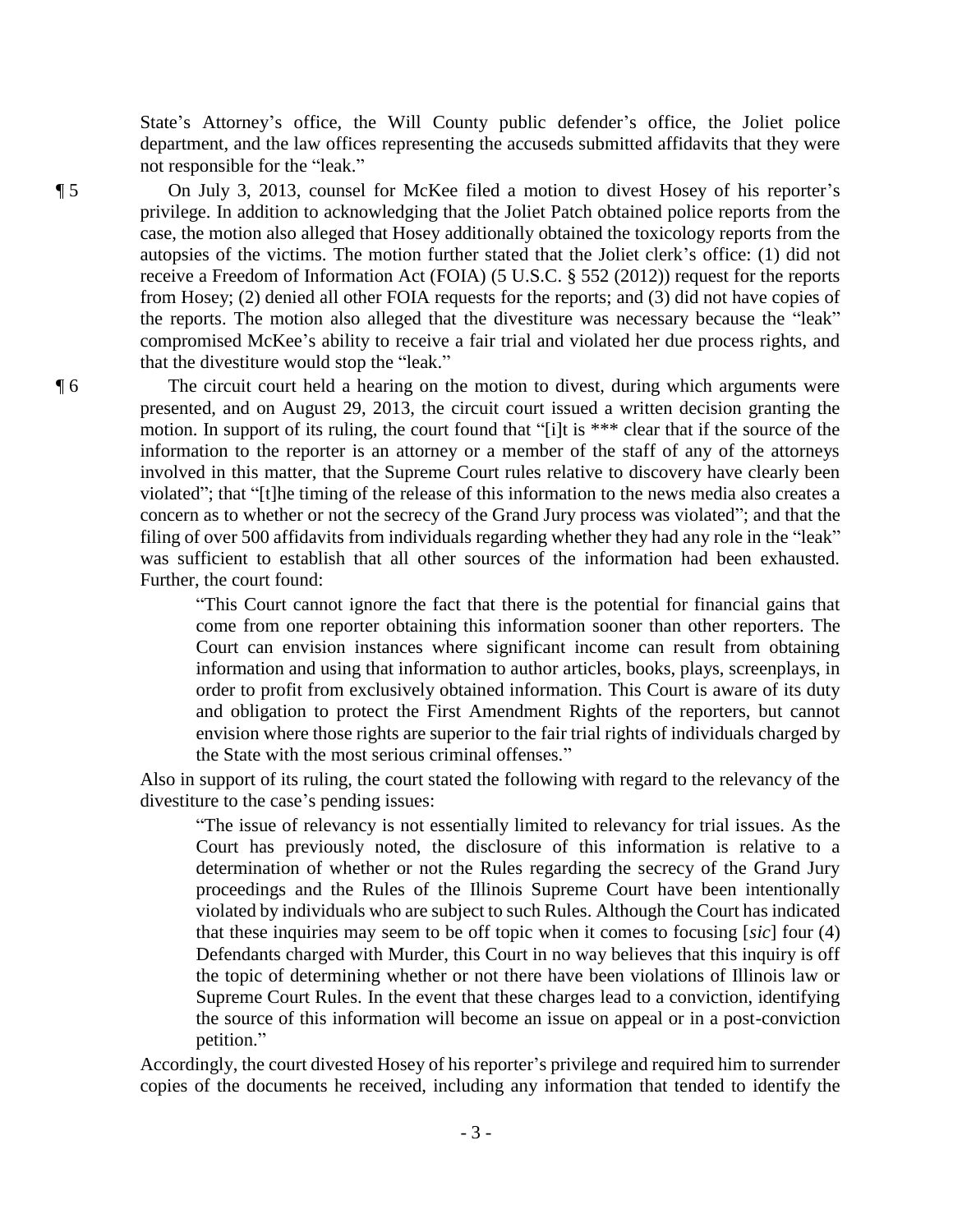State's Attorney's office, the Will County public defender's office, the Joliet police department, and the law offices representing the accuseds submitted affidavits that they were not responsible for the "leak."

¶ 5 On July 3, 2013, counsel for McKee filed a motion to divest Hosey of his reporter's privilege. In addition to acknowledging that the Joliet Patch obtained police reports from the case, the motion also alleged that Hosey additionally obtained the toxicology reports from the autopsies of the victims. The motion further stated that the Joliet clerk's office: (1) did not receive a Freedom of Information Act (FOIA) (5 U.S.C. § 552 (2012)) request for the reports from Hosey; (2) denied all other FOIA requests for the reports; and (3) did not have copies of the reports. The motion also alleged that the divestiture was necessary because the "leak" compromised McKee's ability to receive a fair trial and violated her due process rights, and that the divestiture would stop the "leak."

¶ 6 The circuit court held a hearing on the motion to divest, during which arguments were presented, and on August 29, 2013, the circuit court issued a written decision granting the motion. In support of its ruling, the court found that "[i]t is *** clear that if the source of the information to the reporter is an attorney or a member of the staff of any of the attorneys involved in this matter, that the Supreme Court rules relative to discovery have clearly been violated"; that "[t]he timing of the release of this information to the news media also creates a concern as to whether or not the secrecy of the Grand Jury process was violated"; and that the filing of over 500 affidavits from individuals regarding whether they had any role in the "leak" was sufficient to establish that all other sources of the information had been exhausted. Further, the court found:

> "This Court cannot ignore the fact that there is the potential for financial gains that come from one reporter obtaining this information sooner than other reporters. The Court can envision instances where significant income can result from obtaining information and using that information to author articles, books, plays, screenplays, in order to profit from exclusively obtained information. This Court is aware of its duty and obligation to protect the First Amendment Rights of the reporters, but cannot envision where those rights are superior to the fair trial rights of individuals charged by the State with the most serious criminal offenses."

Also in support of its ruling, the court stated the following with regard to the relevancy of the divestiture to the case's pending issues:

> "The issue of relevancy is not essentially limited to relevancy for trial issues. As the Court has previously noted, the disclosure of this information is relative to a determination of whether or not the Rules regarding the secrecy of the Grand Jury proceedings and the Rules of the Illinois Supreme Court have been intentionally violated by individuals who are subject to such Rules. Although the Court has indicated that these inquiries may seem to be off topic when it comes to focusing [*sic*] four (4) Defendants charged with Murder, this Court in no way believes that this inquiry is off the topic of determining whether or not there have been violations of Illinois law or Supreme Court Rules. In the event that these charges lead to a conviction, identifying the source of this information will become an issue on appeal or in a post-conviction petition."

Accordingly, the court divested Hosey of his reporter's privilege and required him to surrender copies of the documents he received, including any information that tended to identify the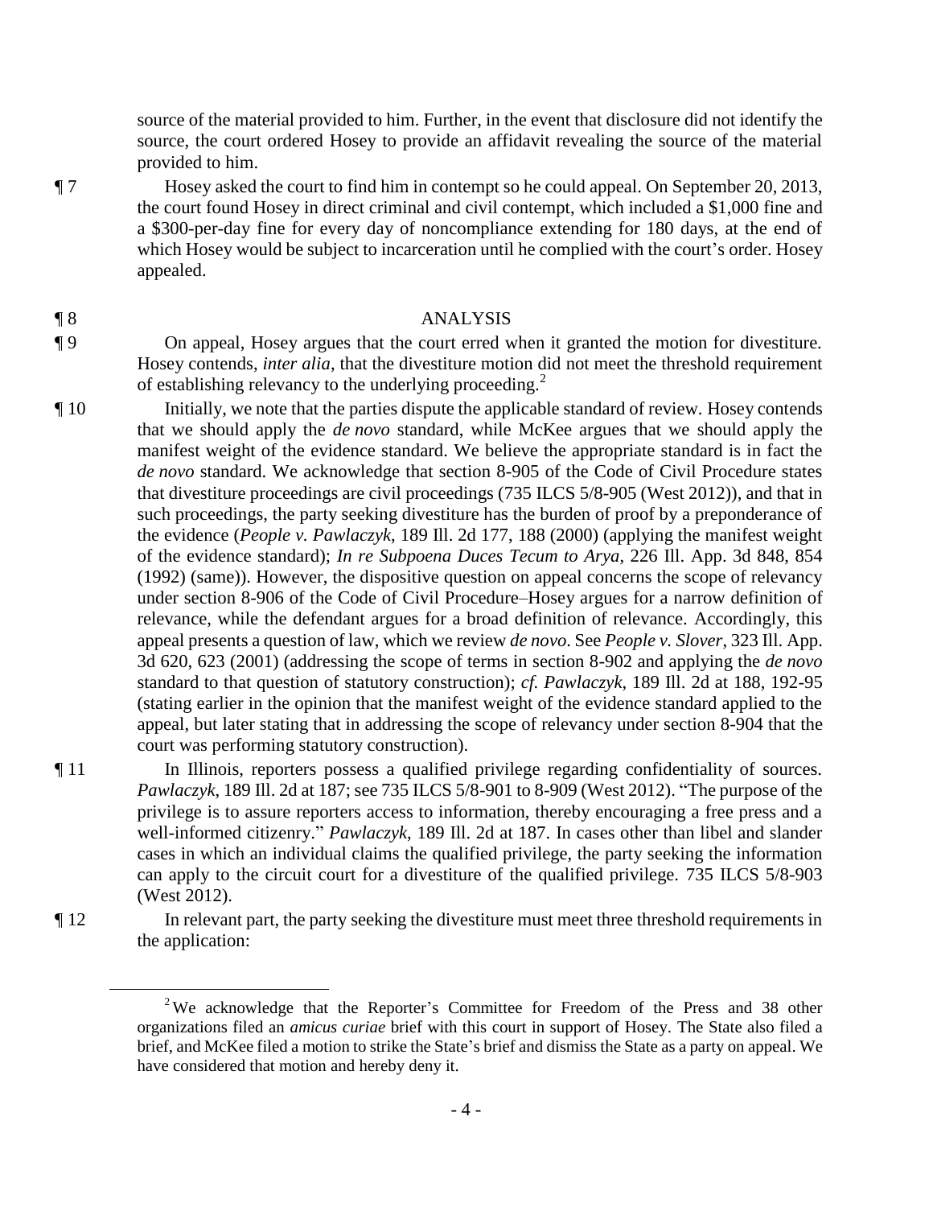source of the material provided to him. Further, in the event that disclosure did not identify the source, the court ordered Hosey to provide an affidavit revealing the source of the material provided to him.

¶ 7 Hosey asked the court to find him in contempt so he could appeal. On September 20, 2013, the court found Hosey in direct criminal and civil contempt, which included a $1,000 fine and a $300-per-day fine for every day of noncompliance extending for 180 days, at the end of which Hosey would be subject to incarceration until he complied with the court's order. Hosey appealed.

¶ 8 ANALYSIS

¶ 9 On appeal, Hosey argues that the court erred when it granted the motion for divestiture. Hosey contends, *inter alia*, that the divestiture motion did not meet the threshold requirement of establishing relevancy to the underlying proceeding.[2]

¶ 10 Initially, we note that the parties dispute the applicable standard of review. Hosey contends that we should apply the *de novo* standard, while McKee argues that we should apply the manifest weight of the evidence standard. We believe the appropriate standard is in fact the *de novo* standard. We acknowledge that section 8-905 of the Code of Civil Procedure states that divestiture proceedings are civil proceedings (735 ILCS 5/8-905 (West 2012)), and that in such proceedings, the party seeking divestiture has the burden of proof by a preponderance of the evidence (*People v. Pawlaczyk*, 189 Ill. 2d 177, 188 (2000) (applying the manifest weight of the evidence standard); *In re Subpoena Duces Tecum to Arya*, 226 Ill. App. 3d 848, 854 (1992) (same)). However, the dispositive question on appeal concerns the scope of relevancy under section 8-906 of the Code of Civil Procedure–Hosey argues for a narrow definition of relevance, while the defendant argues for a broad definition of relevance. Accordingly, this appeal presents a question of law, which we review *de novo*. See *People v. Slover*, 323 Ill. App. 3d 620, 623 (2001) (addressing the scope of terms in section 8-902 and applying the *de novo* standard to that question of statutory construction); *cf. Pawlaczyk*, 189 Ill. 2d at 188, 192-95 (stating earlier in the opinion that the manifest weight of the evidence standard applied to the appeal, but later stating that in addressing the scope of relevancy under section 8-904 that the court was performing statutory construction).

¶ 11 In Illinois, reporters possess a qualified privilege regarding confidentiality of sources. *Pawlaczyk*, 189 Ill. 2d at 187; see 735 ILCS 5/8-901 to 8-909 (West 2012). "The purpose of the privilege is to assure reporters access to information, thereby encouraging a free press and a well-informed citizenry." *Pawlaczyk*, 189 Ill. 2d at 187. In cases other than libel and slander cases in which an individual claims the qualified privilege, the party seeking the information can apply to the circuit court for a divestiture of the qualified privilege. 735 ILCS 5/8-903 (West 2012).

¶ 12 In relevant part, the party seeking the divestiture must meet three threshold requirements in the application:

[2] We acknowledge that the Reporter's Committee for Freedom of the Press and 38 other organizations filed an *amicus curiae* brief with this court in support of Hosey. The State also filed a brief, and McKee filed a motion to strike the State's brief and dismiss the State as a party on appeal. We have considered that motion and hereby deny it.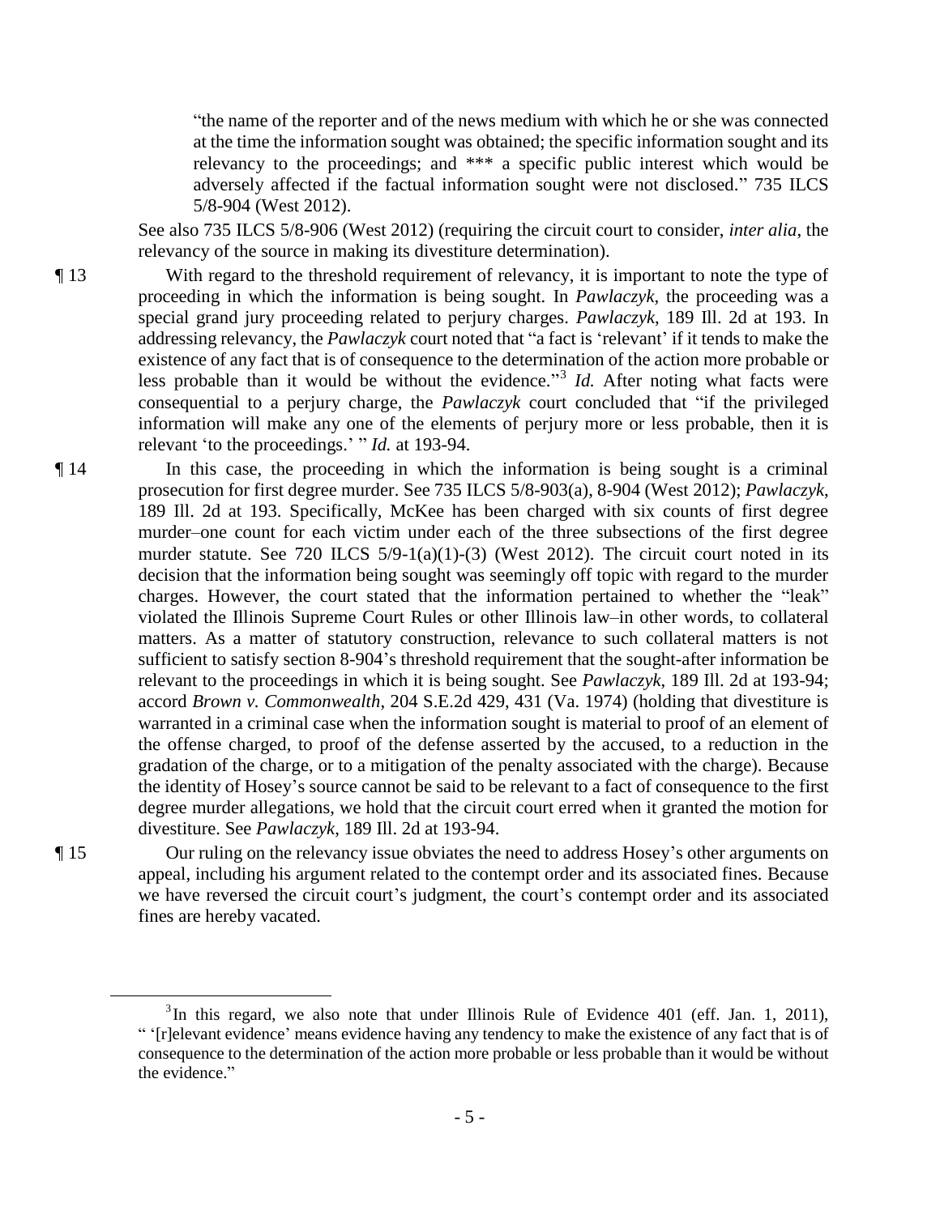"the name of the reporter and of the news medium with which he or she was connected at the time the information sought was obtained; the specific information sought and its relevancy to the proceedings; and *** a specific public interest which would be adversely affected if the factual information sought were not disclosed." 735 ILCS 5/8-904 (West 2012).

See also 735 ILCS 5/8-906 (West 2012) (requiring the circuit court to consider, *inter alia*, the relevancy of the source in making its divestiture determination).

¶ 13 With regard to the threshold requirement of relevancy, it is important to note the type of proceeding in which the information is being sought. In *Pawlaczyk*, the proceeding was a special grand jury proceeding related to perjury charges. *Pawlaczyk*, 189 Ill. 2d at 193. In addressing relevancy, the *Pawlaczyk* court noted that "a fact is 'relevant' if it tends to make the existence of any fact that is of consequence to the determination of the action more probable or less probable than it would be without the evidence."[3] *Id.* After noting what facts were consequential to a perjury charge, the *Pawlaczyk* court concluded that "if the privileged information will make any one of the elements of perjury more or less probable, then it is relevant 'to the proceedings.' " *Id.* at 193-94.

¶ 14 In this case, the proceeding in which the information is being sought is a criminal prosecution for first degree murder. See 735 ILCS 5/8-903(a), 8-904 (West 2012); *Pawlaczyk*, 189 Ill. 2d at 193. Specifically, McKee has been charged with six counts of first degree murder–one count for each victim under each of the three subsections of the first degree murder statute. See 720 ILCS 5/9-1(a)(1)-(3) (West 2012). The circuit court noted in its decision that the information being sought was seemingly off topic with regard to the murder charges. However, the court stated that the information pertained to whether the "leak" violated the Illinois Supreme Court Rules or other Illinois law–in other words, to collateral matters. As a matter of statutory construction, relevance to such collateral matters is not sufficient to satisfy section 8-904's threshold requirement that the sought-after information be relevant to the proceedings in which it is being sought. See *Pawlaczyk*, 189 Ill. 2d at 193-94; accord *Brown v. Commonwealth*, 204 S.E.2d 429, 431 (Va. 1974) (holding that divestiture is warranted in a criminal case when the information sought is material to proof of an element of the offense charged, to proof of the defense asserted by the accused, to a reduction in the gradation of the charge, or to a mitigation of the penalty associated with the charge). Because the identity of Hosey's source cannot be said to be relevant to a fact of consequence to the first degree murder allegations, we hold that the circuit court erred when it granted the motion for divestiture. See *Pawlaczyk*, 189 Ill. 2d at 193-94.

¶ 15 Our ruling on the relevancy issue obviates the need to address Hosey's other arguments on appeal, including his argument related to the contempt order and its associated fines. Because we have reversed the circuit court's judgment, the court's contempt order and its associated fines are hereby vacated.

---

[3] In this regard, we also note that under Illinois Rule of Evidence 401 (eff. Jan. 1, 2011), " '[r]elevant evidence' means evidence having any tendency to make the existence of any fact that is of consequence to the determination of the action more probable or less probable than it would be without the evidence."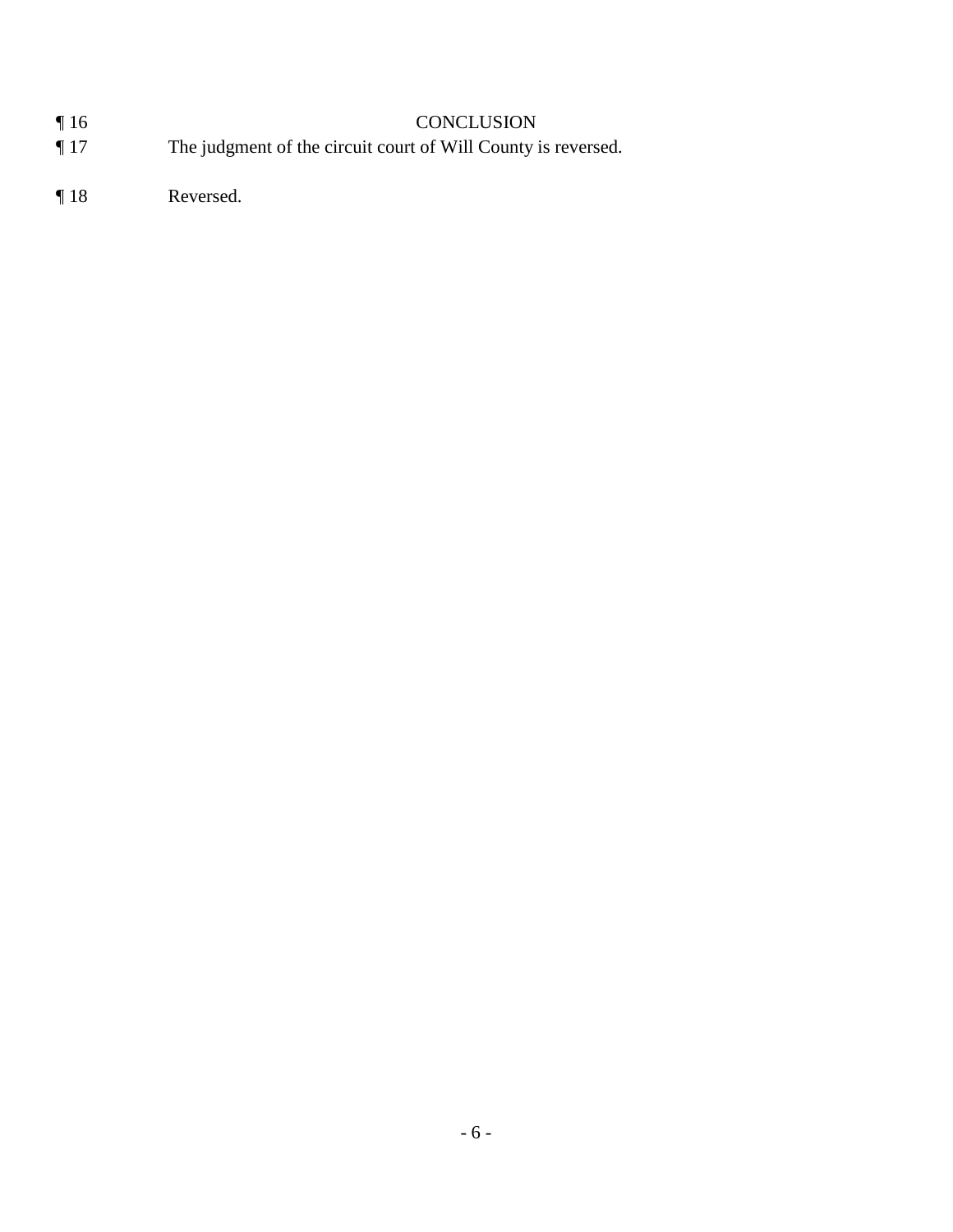¶ 16 CONCLUSION

¶ 17 The judgment of the circuit court of Will County is reversed.

¶ 18 Reversed.